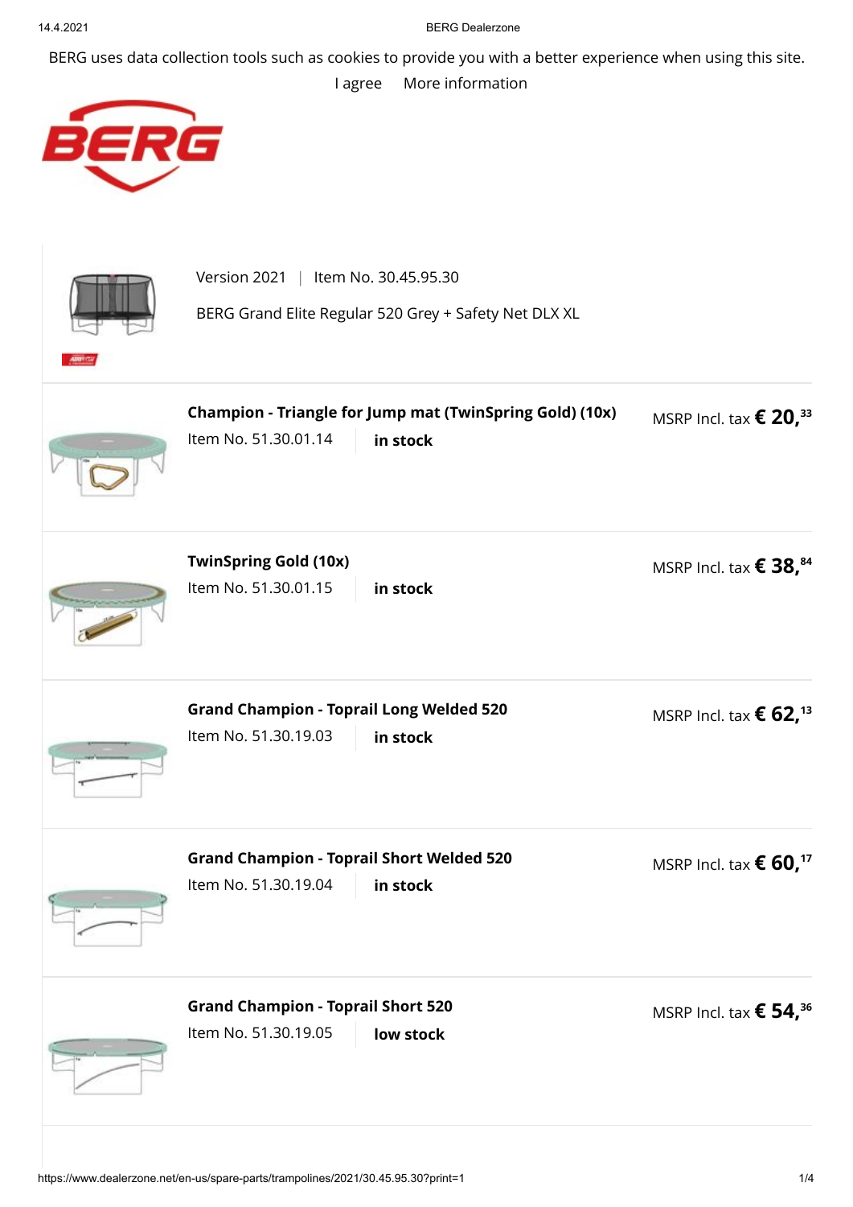BERG uses data collection tools such as cookies to provide you with a better experience when using this site.

I agree     More information

Version 2021 | Item No. 30.45.95.30

BERG Grand Elite Regular 520 Grey + Safety Net DLX XL

**Champion - Triangle for Jump mat (TwinSpring Gold) (10x)**
Item No. 51.30.01.14 | **in stock**
MSRP Incl. tax **€ 20,33**

**TwinSpring Gold (10x)**
Item No. 51.30.01.15 | **in stock**
MSRP Incl. tax **€ 38,84**

**Grand Champion - Toprail Long Welded 520**
Item No. 51.30.19.03 | **in stock**
MSRP Incl. tax **€ 62,13**

**Grand Champion - Toprail Short Welded 520**
Item No. 51.30.19.04 | **in stock**
MSRP Incl. tax **€ 60,17**

**Grand Champion - Toprail Short 520**
Item No. 51.30.19.05 | **low stock**
MSRP Incl. tax **€ 54,36**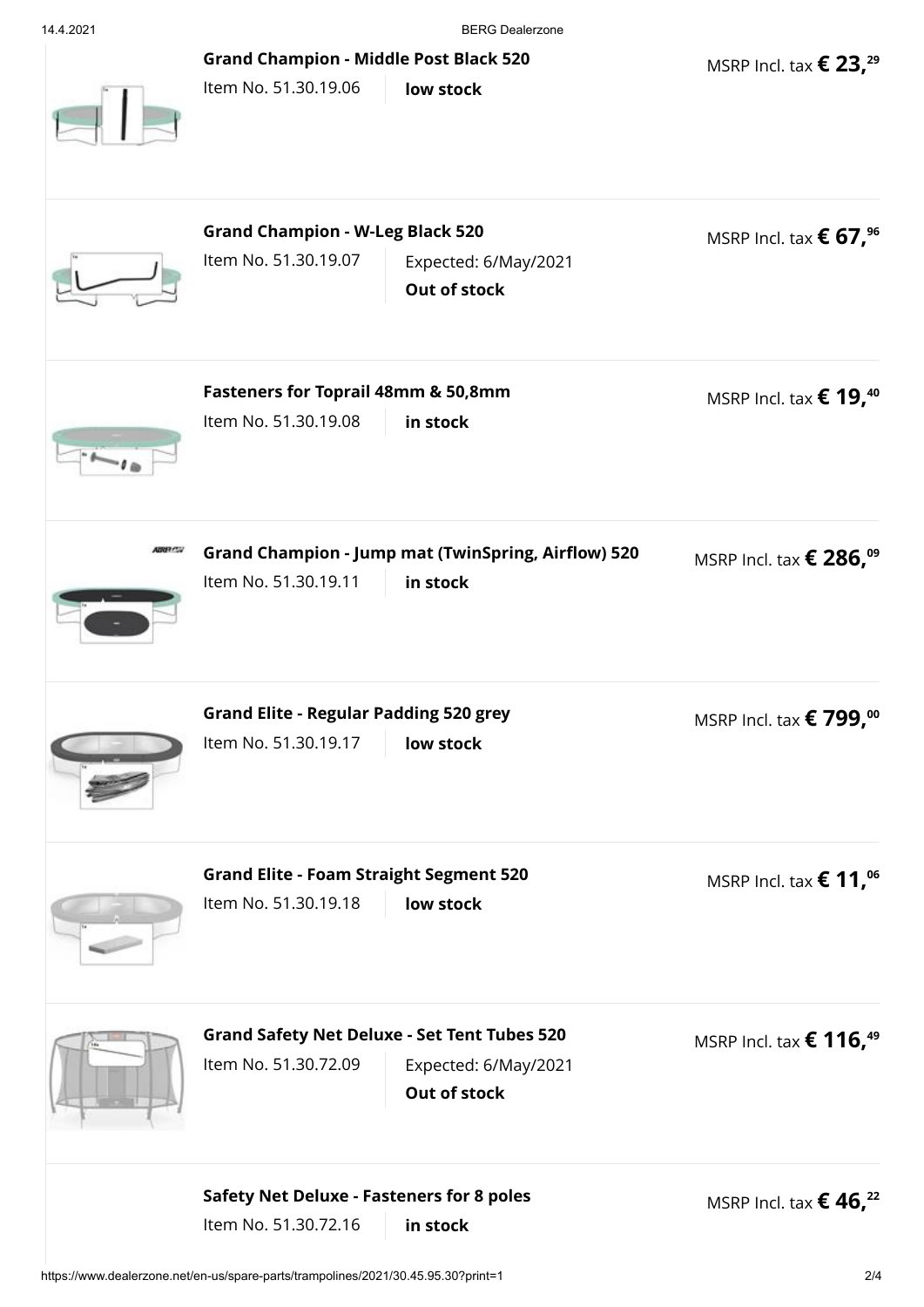**Grand Champion - Middle Post Black 520**

Item No. 51.30.19.06 | **low stock**

MSRP Incl. tax **€ 23,29**

---

**Grand Champion - W-Leg Black 520**

Item No. 51.30.19.07 | Expected: 6/May/2021 **Out of stock**

MSRP Incl. tax **€ 67,96**

---

**Fasteners for Toprail 48mm & 50,8mm**

Item No. 51.30.19.08 | **in stock**

MSRP Incl. tax **€ 19,40**

---

**Grand Champion - Jump mat (TwinSpring, Airflow) 520**

Item No. 51.30.19.11 | **in stock**

MSRP Incl. tax **€ 286,09**

---

**Grand Elite - Regular Padding 520 grey**

Item No. 51.30.19.17 | **low stock**

MSRP Incl. tax **€ 799,00**

---

**Grand Elite - Foam Straight Segment 520**

Item No. 51.30.19.18 | **low stock**

MSRP Incl. tax **€ 11,06**

---

**Grand Safety Net Deluxe - Set Tent Tubes 520**

Item No. 51.30.72.09 | Expected: 6/May/2021 **Out of stock**

MSRP Incl. tax **€ 116,49**

---

**Safety Net Deluxe - Fasteners for 8 poles**

Item No. 51.30.72.16 | **in stock**

MSRP Incl. tax **€ 46,22**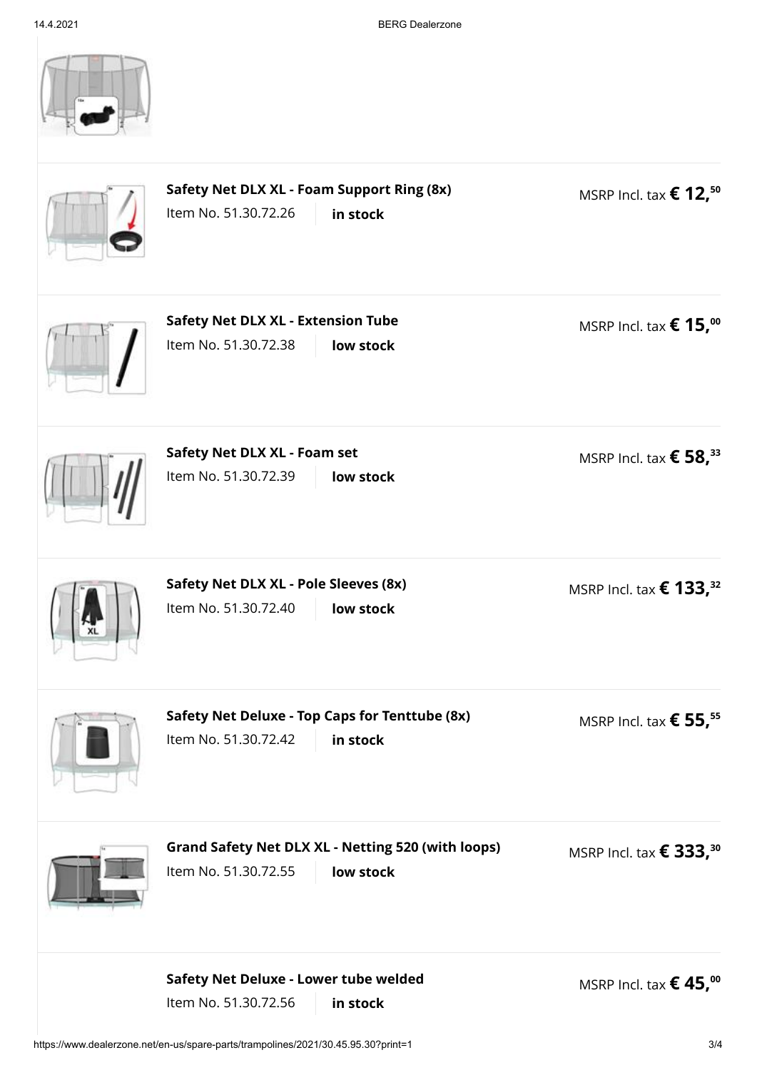**Safety Net DLX XL - Foam Support Ring (8x)**

Item No. 51.30.72.26 | **in stock**

MSRP Incl. tax **€ 12,50**

**Safety Net DLX XL - Extension Tube**

Item No. 51.30.72.38 | **low stock**

MSRP Incl. tax **€ 15,00**

**Safety Net DLX XL - Foam set**

Item No. 51.30.72.39 | **low stock**

MSRP Incl. tax **€ 58,33**

**Safety Net DLX XL - Pole Sleeves (8x)**

Item No. 51.30.72.40 | **low stock**

MSRP Incl. tax **€ 133,32**

**Safety Net Deluxe - Top Caps for Tenttube (8x)**

Item No. 51.30.72.42 | **in stock**

MSRP Incl. tax **€ 55,55**

**Grand Safety Net DLX XL - Netting 520 (with loops)**

Item No. 51.30.72.55 | **low stock**

MSRP Incl. tax **€ 333,30**

**Safety Net Deluxe - Lower tube welded**

Item No. 51.30.72.56 | **in stock**

MSRP Incl. tax **€ 45,00**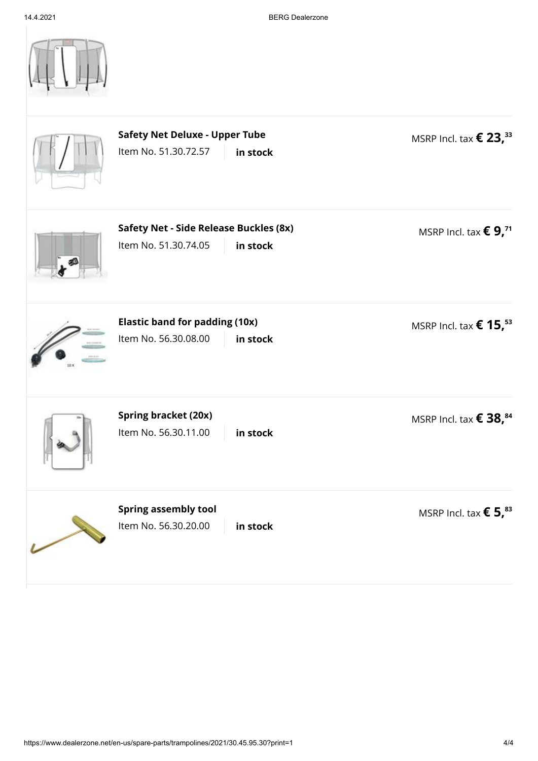**Safety Net Deluxe - Upper Tube**

Item No. 51.30.72.57 | **in stock**

MSRP Incl. tax **€ 23,33**

**Safety Net - Side Release Buckles (8x)**

Item No. 51.30.74.05 | **in stock**

MSRP Incl. tax **€ 9,71**

**Elastic band for padding (10x)**

Item No. 56.30.08.00 | **in stock**

MSRP Incl. tax **€ 15,53**

**Spring bracket (20x)**

Item No. 56.30.11.00 | **in stock**

MSRP Incl. tax **€ 38,84**

**Spring assembly tool**

Item No. 56.30.20.00 | **in stock**

MSRP Incl. tax **€ 5,83**